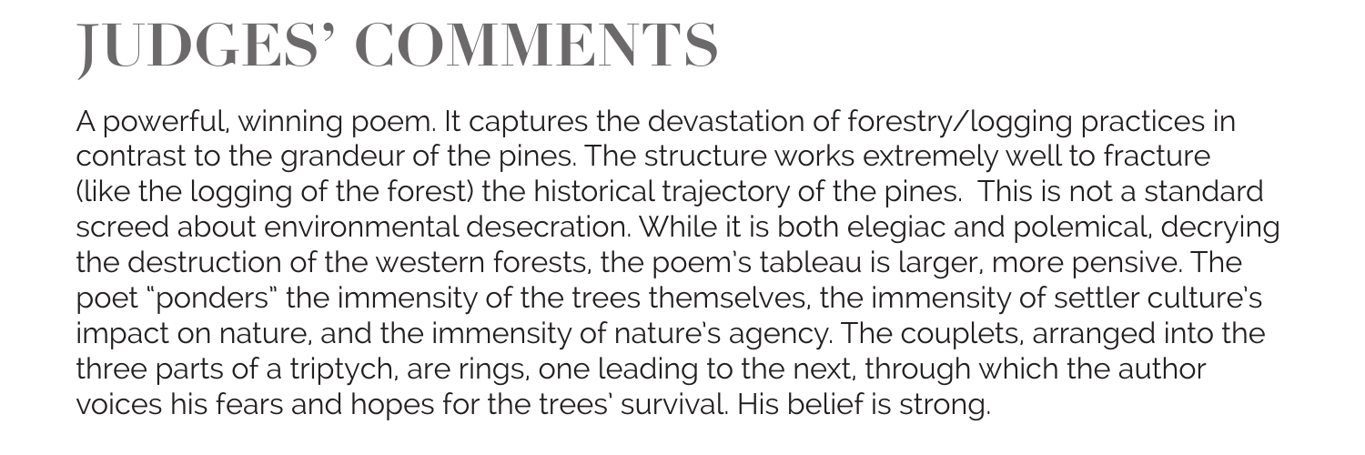# JUDGES' COMMENTS

A powerful, winning poem. It captures the devastation of forestry/logging practices in contrast to the grandeur of the pines. The structure works extremely well to fracture (like the logging of the forest) the historical trajectory of the pines. This is not a standard screed about environmental desecration. While it is both elegiac and polemical, decrying the destruction of the western forests, the poem's tableau is larger, more pensive. The poet "ponders" the immensity of the trees themselves, the immensity of settler culture's impact on nature, and the immensity of nature's agency. The couplets, arranged into the three parts of a triptych, are rings, one leading to the next, through which the author voices his fears and hopes for the trees' survival. His belief is strong.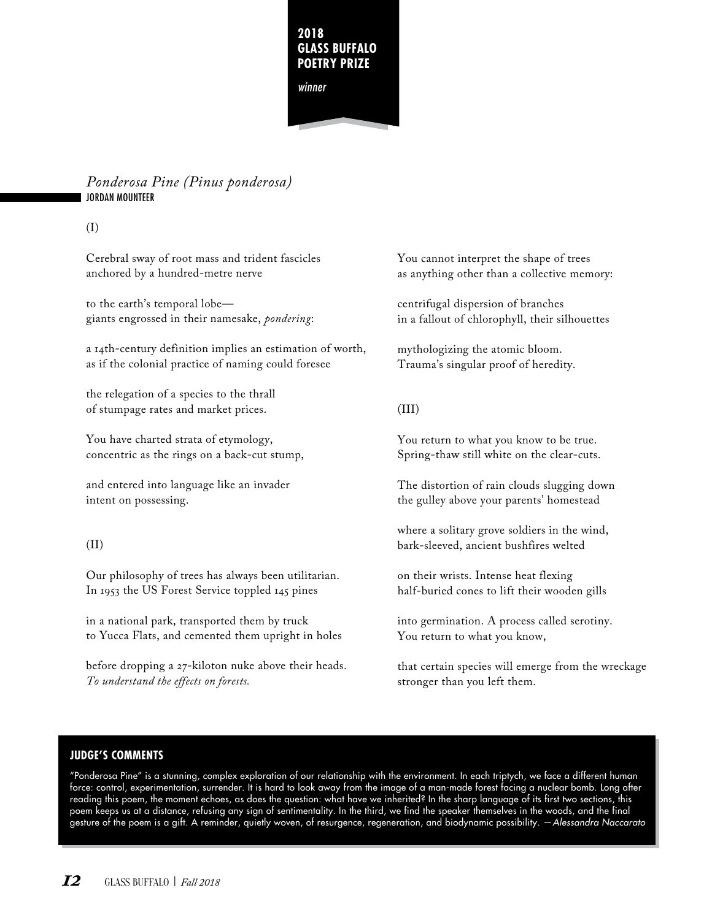**2018 GLASS BUFFALO POETRY PRIZE**

*winner*

## *Ponderosa Pine (Pinus ponderosa)*

JORDAN MOUNTEER

(I)

Cerebral sway of root mass and trident fascicles
anchored by a hundred-metre nerve

to the earth's temporal lobe—
giants engrossed in their namesake, *pondering*:

a 14th-century definition implies an estimation of worth,
as if the colonial practice of naming could foresee

the relegation of a species to the thrall
of stumpage rates and market prices.

You have charted strata of etymology,
concentric as the rings on a back-cut stump,

and entered into language like an invader
intent on possessing.

(II)

Our philosophy of trees has always been utilitarian.
In 1953 the US Forest Service toppled 145 pines

in a national park, transported them by truck
to Yucca Flats, and cemented them upright in holes

before dropping a 27-kiloton nuke above their heads.
*To understand the effects on forests.*

You cannot interpret the shape of trees
as anything other than a collective memory:

centrifugal dispersion of branches
in a fallout of chlorophyll, their silhouettes

mythologizing the atomic bloom.
Trauma's singular proof of heredity.

(III)

You return to what you know to be true.
Spring-thaw still white on the clear-cuts.

The distortion of rain clouds slugging down
the gulley above your parents' homestead

where a solitary grove soldiers in the wind,
bark-sleeved, ancient bushfires welted

on their wrists. Intense heat flexing
half-buried cones to lift their wooden gills

into germination. A process called serotiny.
You return to what you know,

that certain species will emerge from the wreckage
stronger than you left them.

### JUDGE'S COMMENTS

"Ponderosa Pine" is a stunning, complex exploration of our relationship with the environment. In each triptych, we face a different human force: control, experimentation, surrender. It is hard to look away from the image of a man-made forest facing a nuclear bomb. Long after reading this poem, the moment echoes, as does the question: what have we inherited? In the sharp language of its first two sections, this poem keeps us at a distance, refusing any sign of sentimentality. In the third, we find the speaker themselves in the woods, and the final gesture of the poem is a gift. A reminder, quietly woven, of resurgence, regeneration, and biodynamic possibility. —*Alessandra Naccarato*